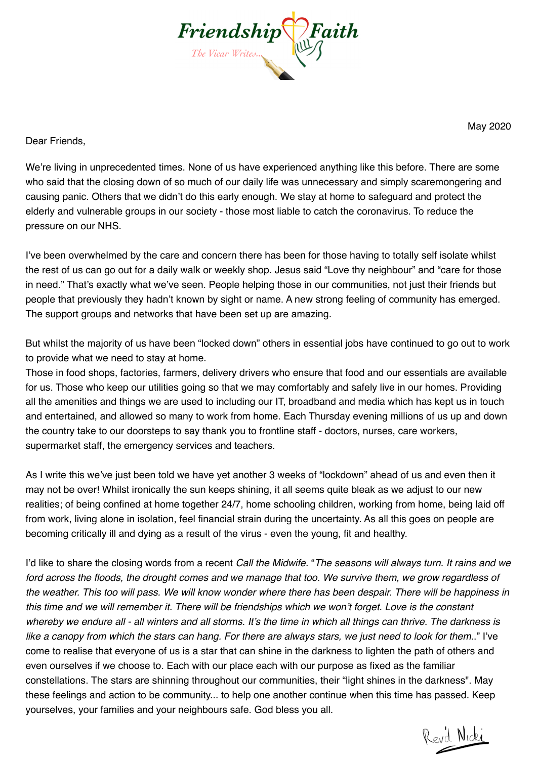**Friendship Faith**

*The Vicar Writes...*

May 2020

Dear Friends,

We're living in unprecedented times. None of us have experienced anything like this before. There are some who said that the closing down of so much of our daily life was unnecessary and simply scaremongering and causing panic. Others that we didn't do this early enough. We stay at home to safeguard and protect the elderly and vulnerable groups in our society - those most liable to catch the coronavirus. To reduce the pressure on our NHS.

I've been overwhelmed by the care and concern there has been for those having to totally self isolate whilst the rest of us can go out for a daily walk or weekly shop. Jesus said "Love thy neighbour" and "care for those in need." That's exactly what we've seen. People helping those in our communities, not just their friends but people that previously they hadn't known by sight or name. A new strong feeling of community has emerged. The support groups and networks that have been set up are amazing.

But whilst the majority of us have been "locked down" others in essential jobs have continued to go out to work to provide what we need to stay at home.
Those in food shops, factories, farmers, delivery drivers who ensure that food and our essentials are available for us. Those who keep our utilities going so that we may comfortably and safely live in our homes. Providing all the amenities and things we are used to including our IT, broadband and media which has kept us in touch and entertained, and allowed so many to work from home. Each Thursday evening millions of us up and down the country take to our doorsteps to say thank you to frontline staff - doctors, nurses, care workers, supermarket staff, the emergency services and teachers.

As I write this we've just been told we have yet another 3 weeks of "lockdown" ahead of us and even then it may not be over! Whilst ironically the sun keeps shining, it all seems quite bleak as we adjust to our new realities; of being confined at home together 24/7, home schooling children, working from home, being laid off from work, living alone in isolation, feel financial strain during the uncertainty. As all this goes on people are becoming critically ill and dying as a result of the virus - even the young, fit and healthy.

I'd like to share the closing words from a recent *Call the Midwife.* "*The seasons will always turn. It rains and we ford across the floods, the drought comes and we manage that too. We survive them, we grow regardless of the weather. This too will pass. We will know wonder where there has been despair. There will be happiness in this time and we will remember it. There will be friendships which we won't forget. Love is the constant whereby we endure all - all winters and all storms. It's the time in which all things can thrive. The darkness is like a canopy from which the stars can hang. For there are always stars, we just need to look for them..*" I've come to realise that everyone of us is a star that can shine in the darkness to lighten the path of others and even ourselves if we choose to. Each with our place each with our purpose as fixed as the familiar constellations. The stars are shinning throughout our communities, their "light shines in the darkness". May these feelings and action to be community... to help one another continue when this time has passed. Keep yourselves, your families and your neighbours safe. God bless you all.

Rev'd Nicki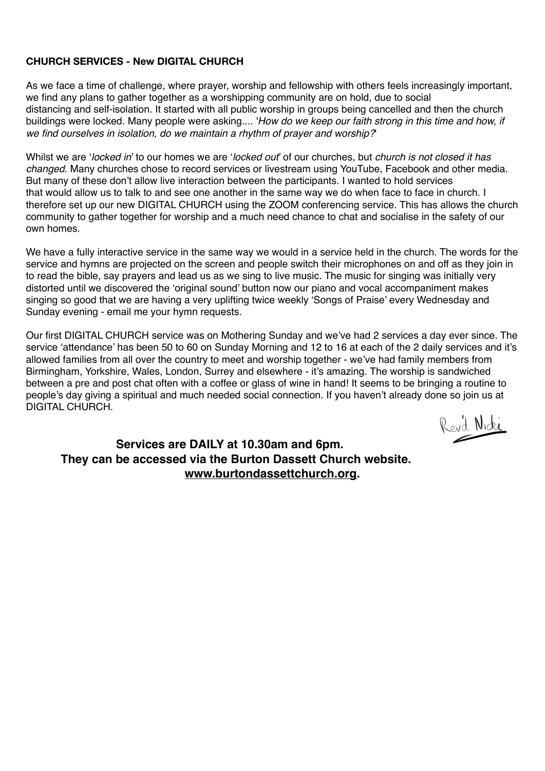**CHURCH SERVICES - New DIGITAL CHURCH**

As we face a time of challenge, where prayer, worship and fellowship with others feels increasingly important, we find any plans to gather together as a worshipping community are on hold, due to social distancing and self-isolation. It started with all public worship in groups being cancelled and then the church buildings were locked. Many people were asking.... '*How do we keep our faith strong in this time and how, if we find ourselves in isolation, do we maintain a rhythm of prayer and worship?*'

Whilst we are '*locked in*' to our homes we are '*locked out*' of our churches, but *church is not closed it has changed*. Many churches chose to record services or livestream using YouTube, Facebook and other media. But many of these don't allow live interaction between the participants. I wanted to hold services that would allow us to talk to and see one another in the same way we do when face to face in church. I therefore set up our new DIGITAL CHURCH using the ZOOM conferencing service. This has allows the church community to gather together for worship and a much need chance to chat and socialise in the safety of our own homes.

We have a fully interactive service in the same way we would in a service held in the church. The words for the service and hymns are projected on the screen and people switch their microphones on and off as they join in to read the bible, say prayers and lead us as we sing to live music. The music for singing was initially very distorted until we discovered the 'original sound' button now our piano and vocal accompaniment makes singing so good that we are having a very uplifting twice weekly 'Songs of Praise' every Wednesday and Sunday evening - email me your hymn requests.

Our first DIGITAL CHURCH service was on Mothering Sunday and we've had 2 services a day ever since. The service 'attendance' has been 50 to 60 on Sunday Morning and 12 to 16 at each of the 2 daily services and it's allowed families from all over the country to meet and worship together - we've had family members from Birmingham, Yorkshire, Wales, London, Surrey and elsewhere - it's amazing. The worship is sandwiched between a pre and post chat often with a coffee or glass of wine in hand! It seems to be bringing a routine to people's day giving a spiritual and much needed social connection. If you haven't already done so join us at DIGITAL CHURCH.

Rev'd Nicki

**Services are DAILY at 10.30am and 6pm.**
**They can be accessed via the Burton Dassett Church website.**
**www.burtondassettchurch.org.**